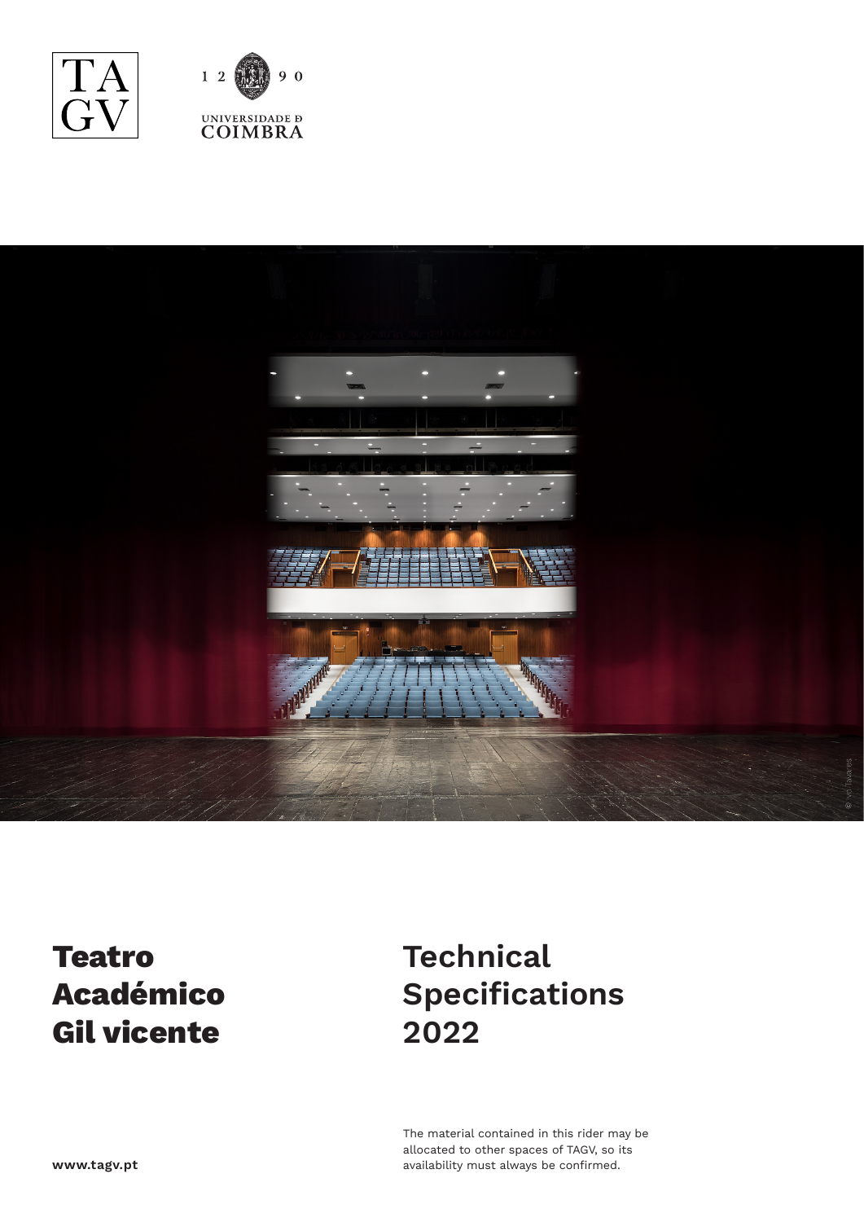TAGV

1290 UNIVERSIDADE D COIMBRA

# Teatro Académico Gil vicente

# Technical Specifications 2022

www.tagv.pt

The material contained in this rider may be allocated to other spaces of TAGV, so its availability must always be confirmed.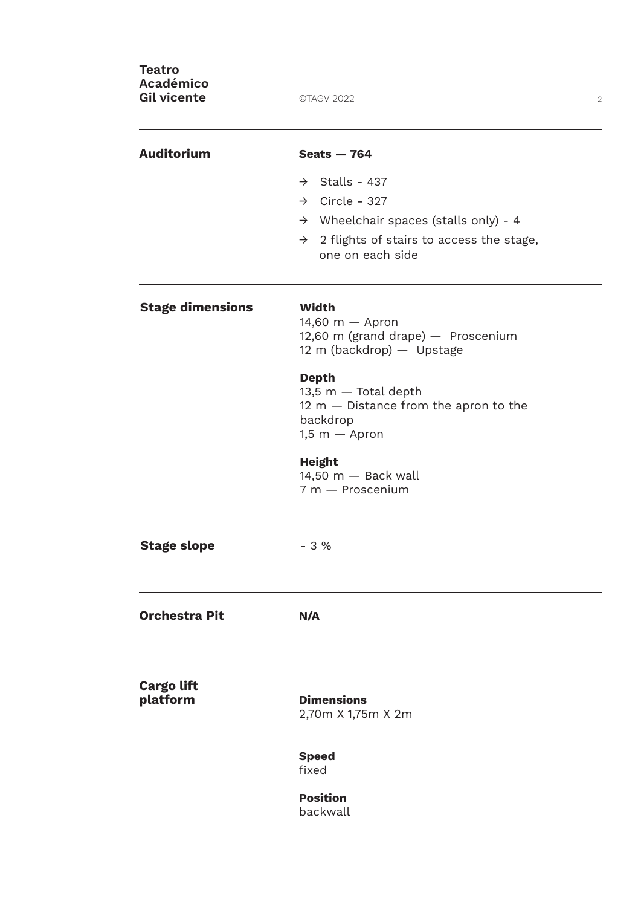## Auditorium

**Seats — 764**

- → Stalls - 437
- → Circle - 327
- → Wheelchair spaces (stalls only) - 4
- → 2 flights of stairs to access the stage, one on each side

## Stage dimensions

**Width**
14,60 m — Apron
12,60 m (grand drape) — Proscenium
12 m (backdrop) — Upstage

**Depth**
13,5 m — Total depth
12 m — Distance from the apron to the backdrop
1,5 m — Apron

**Height**
14,50 m — Back wall
7 m — Proscenium

## Stage slope

- 3 %

## Orchestra Pit

**N/A**

## Cargo lift platform

**Dimensions**
2,70m X 1,75m X 2m

**Speed**
fixed

**Position**
backwall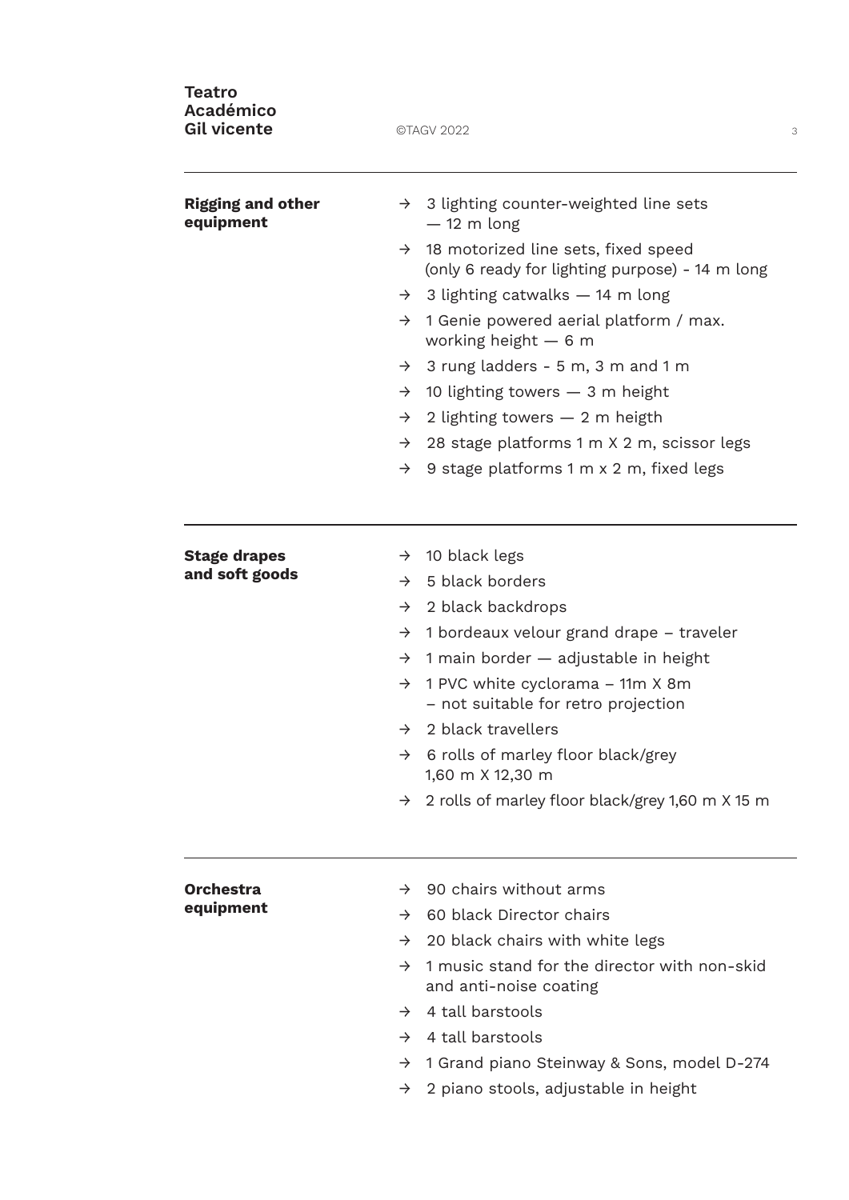## Rigging and other equipment

- → 3 lighting counter-weighted line sets — 12 m long
- → 18 motorized line sets, fixed speed (only 6 ready for lighting purpose) - 14 m long
- → 3 lighting catwalks — 14 m long
- → 1 Genie powered aerial platform / max. working height — 6 m
- → 3 rung ladders - 5 m, 3 m and 1 m
- → 10 lighting towers — 3 m height
- → 2 lighting towers — 2 m heigth
- → 28 stage platforms 1 m X 2 m, scissor legs
- → 9 stage platforms 1 m x 2 m, fixed legs

## Stage drapes and soft goods

- → 10 black legs
- → 5 black borders
- → 2 black backdrops
- → 1 bordeaux velour grand drape – traveler
- → 1 main border — adjustable in height
- → 1 PVC white cyclorama – 11m X 8m – not suitable for retro projection
- → 2 black travellers
- → 6 rolls of marley floor black/grey 1,60 m X 12,30 m
- → 2 rolls of marley floor black/grey 1,60 m X 15 m

## Orchestra equipment

- → 90 chairs without arms
- → 60 black Director chairs
- → 20 black chairs with white legs
- → 1 music stand for the director with non-skid and anti-noise coating
- → 4 tall barstools
- → 4 tall barstools
- → 1 Grand piano Steinway & Sons, model D-274
- → 2 piano stools, adjustable in height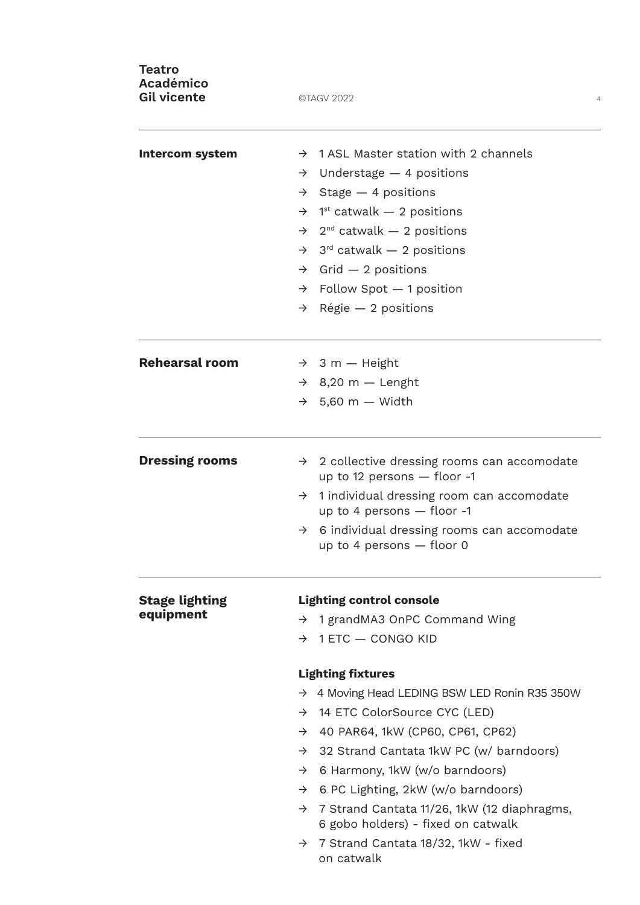## Intercom system

- → 1 ASL Master station with 2 channels
- → Understage — 4 positions
- → Stage — 4 positions
- → 1st catwalk — 2 positions
- → 2nd catwalk — 2 positions
- → 3rd catwalk — 2 positions
- → Grid — 2 positions
- → Follow Spot — 1 position
- → Régie — 2 positions

## Rehearsal room

- → 3 m — Height
- → 8,20 m — Lenght
- → 5,60 m — Width

## Dressing rooms

- → 2 collective dressing rooms can accomodate up to 12 persons — floor -1
- → 1 individual dressing room can accomodate up to 4 persons — floor -1
- → 6 individual dressing rooms can accomodate up to 4 persons — floor 0

## Stage lighting equipment

**Lighting control console**

- → 1 grandMA3 OnPC Command Wing
- → 1 ETC — CONGO KID

**Lighting fixtures**

- → 4 Moving Head LEDING BSW LED Ronin R35 350W
- → 14 ETC ColorSource CYC (LED)
- → 40 PAR64, 1kW (CP60, CP61, CP62)
- → 32 Strand Cantata 1kW PC (w/ barndoors)
- → 6 Harmony, 1kW (w/o barndoors)
- → 6 PC Lighting, 2kW (w/o barndoors)
- → 7 Strand Cantata 11/26, 1kW (12 diaphragms, 6 gobo holders) - fixed on catwalk
- → 7 Strand Cantata 18/32, 1kW - fixed on catwalk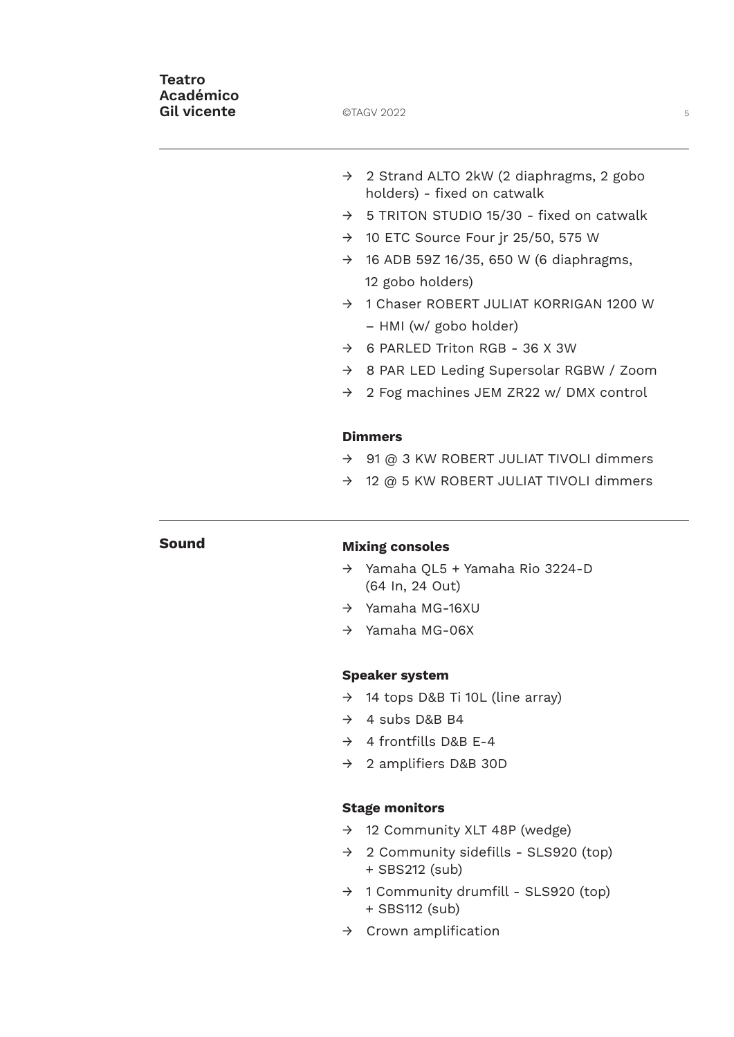- → 2 Strand ALTO 2kW (2 diaphragms, 2 gobo holders) - fixed on catwalk
- → 5 TRITON STUDIO 15/30 - fixed on catwalk
- → 10 ETC Source Four jr 25/50, 575 W
- → 16 ADB 59Z 16/35, 650 W (6 diaphragms, 12 gobo holders)
- → 1 Chaser ROBERT JULIAT KORRIGAN 1200 W – HMI (w/ gobo holder)
- → 6 PARLED Triton RGB - 36 X 3W
- → 8 PAR LED Leding Supersolar RGBW / Zoom
- → 2 Fog machines JEM ZR22 w/ DMX control

**Dimmers**

- → 91 @ 3 KW ROBERT JULIAT TIVOLI dimmers
- → 12 @ 5 KW ROBERT JULIAT TIVOLI dimmers

## Sound

**Mixing consoles**

- → Yamaha QL5 + Yamaha Rio 3224-D (64 In, 24 Out)
- → Yamaha MG-16XU
- → Yamaha MG-06X

**Speaker system**

- → 14 tops D&B Ti 10L (line array)
- → 4 subs D&B B4
- → 4 frontfills D&B E-4
- → 2 amplifiers D&B 30D

**Stage monitors**

- → 12 Community XLT 48P (wedge)
- → 2 Community sidefills - SLS920 (top) + SBS212 (sub)
- → 1 Community drumfill - SLS920 (top) + SBS112 (sub)
- → Crown amplification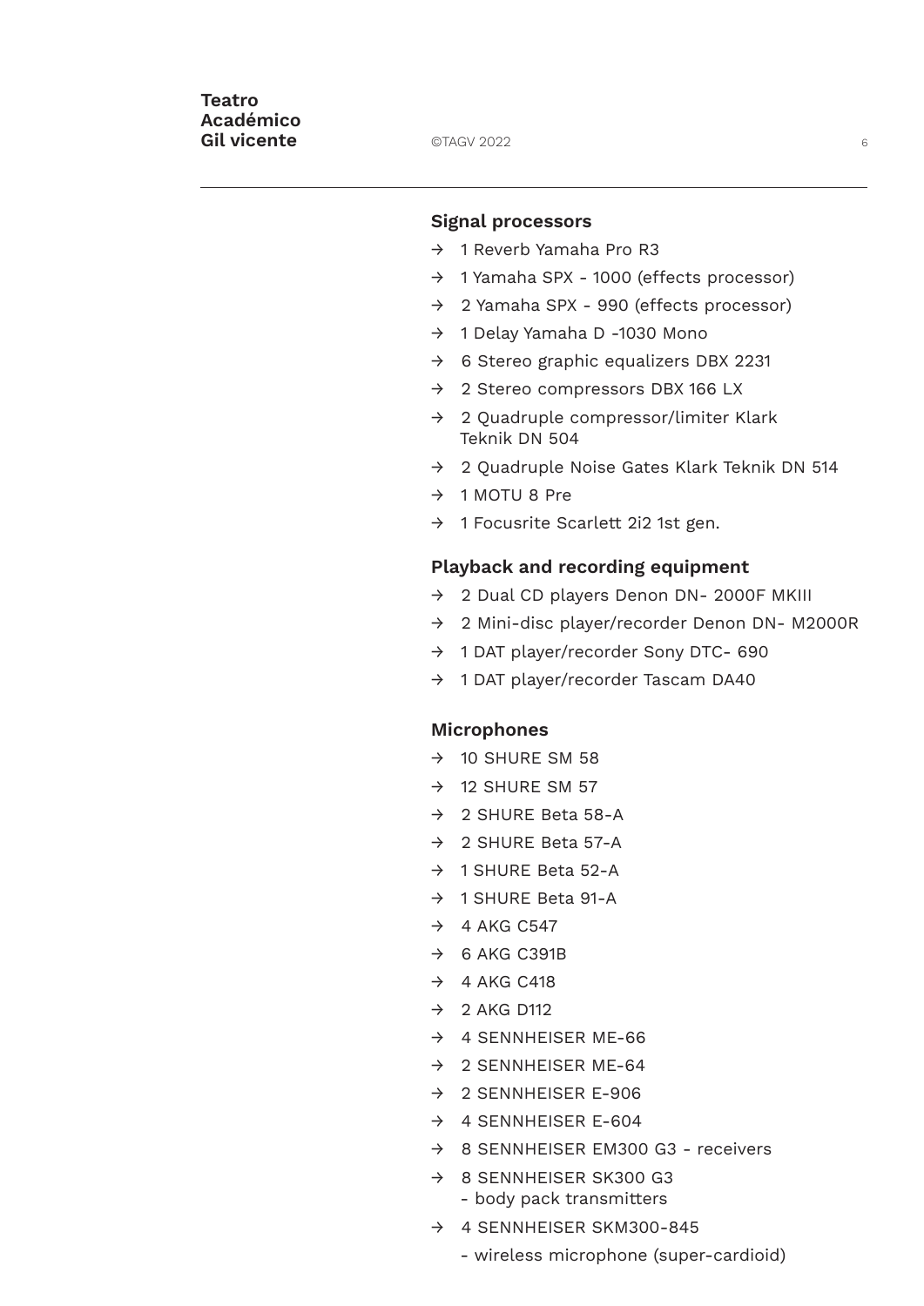### Signal processors

- 1 Reverb Yamaha Pro R3
- 1 Yamaha SPX - 1000 (effects processor)
- 2 Yamaha SPX - 990 (effects processor)
- 1 Delay Yamaha D -1030 Mono
- 6 Stereo graphic equalizers DBX 2231
- 2 Stereo compressors DBX 166 LX
- 2 Quadruple compressor/limiter Klark Teknik DN 504
- 2 Quadruple Noise Gates Klark Teknik DN 514
- 1 MOTU 8 Pre
- 1 Focusrite Scarlett 2i2 1st gen.

### Playback and recording equipment

- 2 Dual CD players Denon DN- 2000F MKIII
- 2 Mini-disc player/recorder Denon DN- M2000R
- 1 DAT player/recorder Sony DTC- 690
- 1 DAT player/recorder Tascam DA40

### Microphones

- 10 SHURE SM 58
- 12 SHURE SM 57
- 2 SHURE Beta 58-A
- 2 SHURE Beta 57-A
- 1 SHURE Beta 52-A
- 1 SHURE Beta 91-A
- 4 AKG C547
- 6 AKG C391B
- 4 AKG C418
- 2 AKG D112
- 4 SENNHEISER ME-66
- 2 SENNHEISER ME-64
- 2 SENNHEISER E-906
- 4 SENNHEISER E-604
- 8 SENNHEISER EM300 G3 - receivers
- 8 SENNHEISER SK300 G3
  - body pack transmitters
- 4 SENNHEISER SKM300-845
  - wireless microphone (super-cardioid)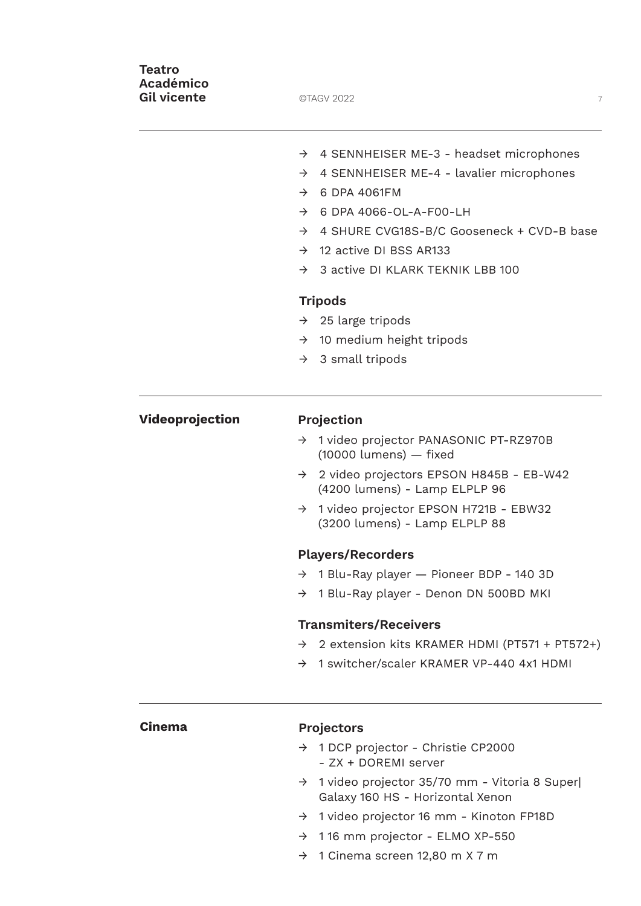- → 4 SENNHEISER ME-3 - headset microphones
- → 4 SENNHEISER ME-4 - lavalier microphones
- → 6 DPA 4061FM
- → 6 DPA 4066-OL-A-F00-LH
- → 4 SHURE CVG18S-B/C Gooseneck + CVD-B base
- → 12 active DI BSS AR133
- → 3 active DI KLARK TEKNIK LBB 100

### Tripods

- → 25 large tripods
- → 10 medium height tripods
- → 3 small tripods

## Videoprojection

### Projection

- → 1 video projector PANASONIC PT-RZ970B (10000 lumens) — fixed
- → 2 video projectors EPSON H845B - EB-W42 (4200 lumens) - Lamp ELPLP 96
- → 1 video projector EPSON H721B - EBW32 (3200 lumens) - Lamp ELPLP 88

### Players/Recorders

- → 1 Blu-Ray player — Pioneer BDP - 140 3D
- → 1 Blu-Ray player - Denon DN 500BD MKI

### Transmiters/Receivers

- → 2 extension kits KRAMER HDMI (PT571 + PT572+)
- → 1 switcher/scaler KRAMER VP-440 4x1 HDMI

## Cinema

### Projectors

- → 1 DCP projector - Christie CP2000 - ZX + DOREMI server
- → 1 video projector 35/70 mm - Vitoria 8 Super| Galaxy 160 HS - Horizontal Xenon
- → 1 video projector 16 mm - Kinoton FP18D
- → 1 16 mm projector - ELMO XP-550
- → 1 Cinema screen 12,80 m X 7 m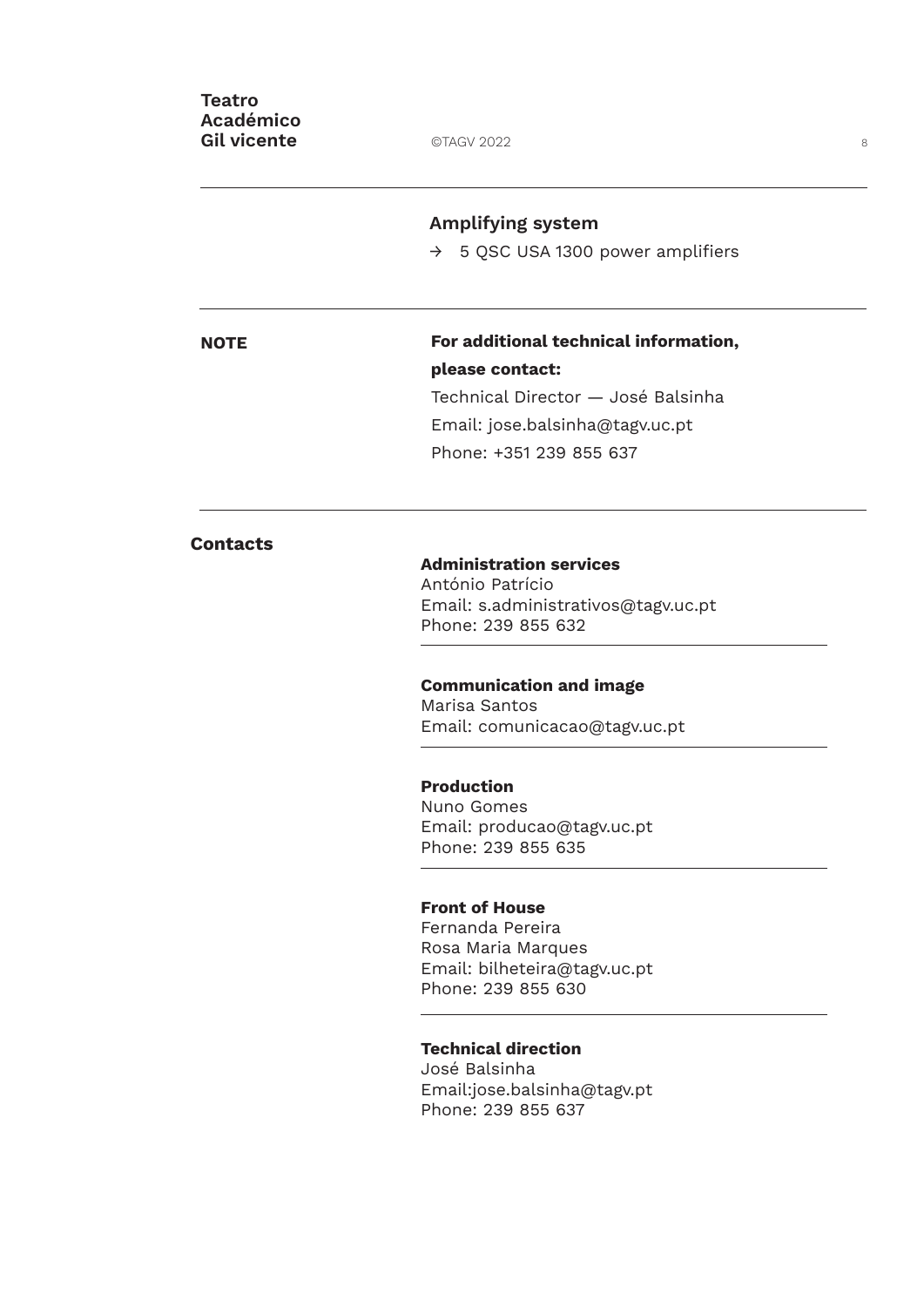### Amplifying system

- 5 QSC USA 1300 power amplifiers

---

**NOTE**

**For additional technical information, please contact:**
Technical Director — José Balsinha
Email: jose.balsinha@tagv.uc.pt
Phone: +351 239 855 637

---

## Contacts

**Administration services**
António Patrício
Email: s.administrativos@tagv.uc.pt
Phone: 239 855 632

**Communication and image**
Marisa Santos
Email: comunicacao@tagv.uc.pt

**Production**
Nuno Gomes
Email: producao@tagv.uc.pt
Phone: 239 855 635

**Front of House**
Fernanda Pereira
Rosa Maria Marques
Email: bilheteira@tagv.uc.pt
Phone: 239 855 630

**Technical direction**
José Balsinha
Email:jose.balsinha@tagv.pt
Phone: 239 855 637